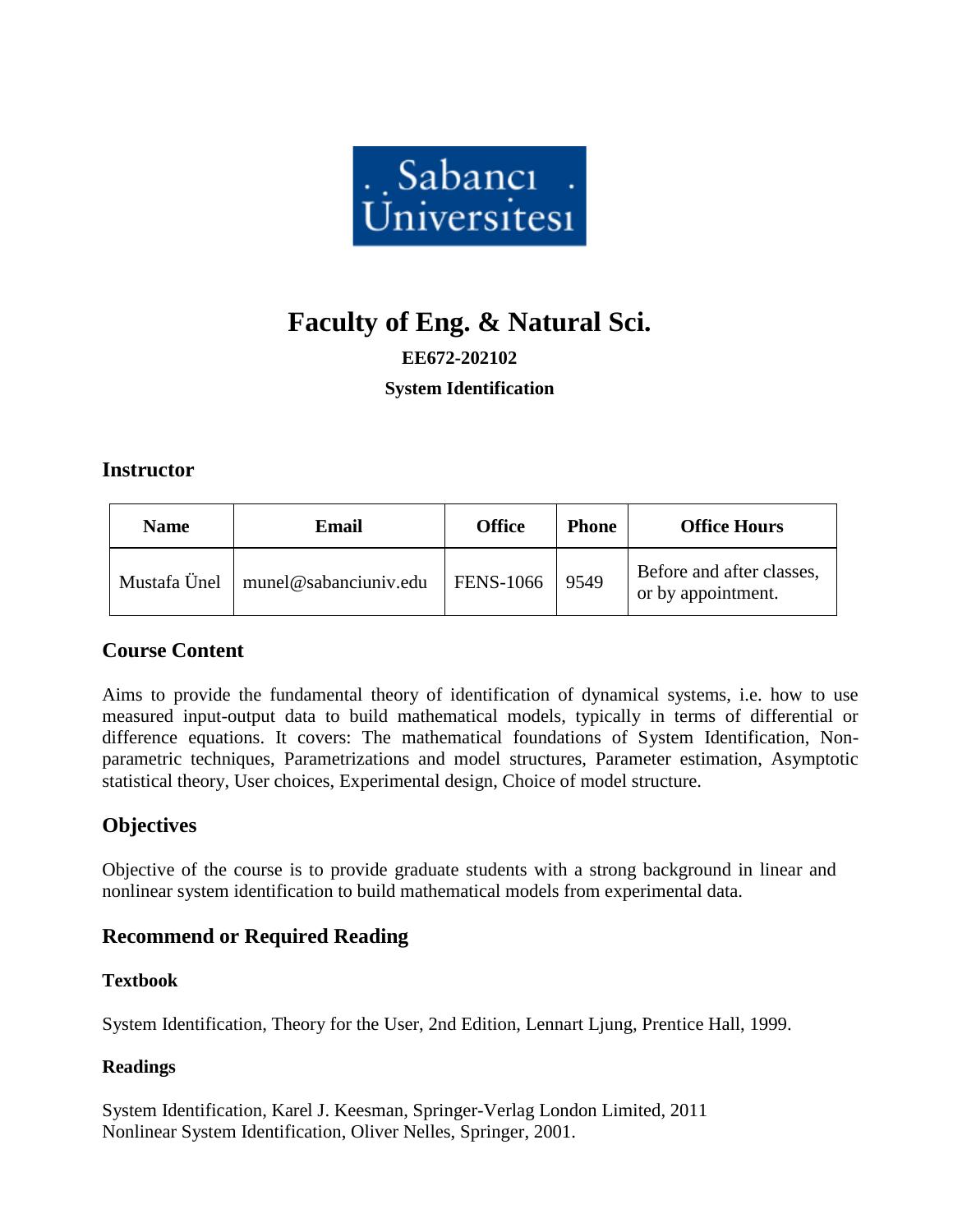# Faculty of Eng. & Natural Sci.

**EE672-202102**

**System Identification**

## Instructor

| Name | Email | Office | Phone | Office Hours |
| --- | --- | --- | --- | --- |
| Mustafa Ünel | munel@sabanciuniv.edu | FENS-1066 | 9549 | Before and after classes, or by appointment. |

## Course Content

Aims to provide the fundamental theory of identification of dynamical systems, i.e. how to use measured input-output data to build mathematical models, typically in terms of differential or difference equations. It covers: The mathematical foundations of System Identification, Non-parametric techniques, Parametrizations and model structures, Parameter estimation, Asymptotic statistical theory, User choices, Experimental design, Choice of model structure.

## Objectives

Objective of the course is to provide graduate students with a strong background in linear and nonlinear system identification to build mathematical models from experimental data.

## Recommend or Required Reading

### Textbook

System Identification, Theory for the User, 2nd Edition, Lennart Ljung, Prentice Hall, 1999.

### Readings

System Identification, Karel J. Keesman, Springer-Verlag London Limited, 2011
Nonlinear System Identification, Oliver Nelles, Springer, 2001.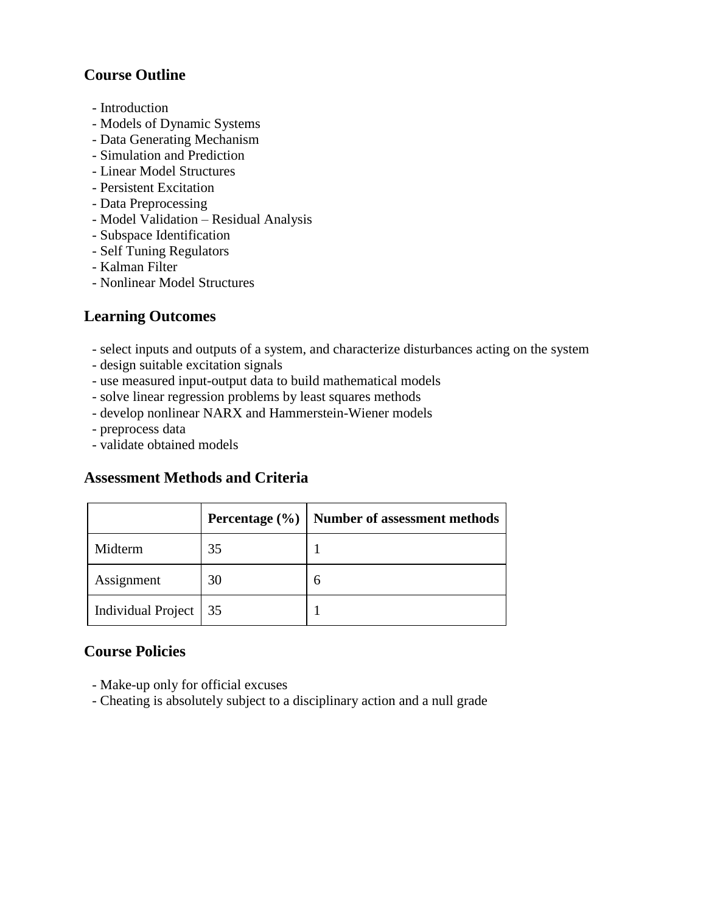## Course Outline

- Introduction
- Models of Dynamic Systems
- Data Generating Mechanism
- Simulation and Prediction
- Linear Model Structures
- Persistent Excitation
- Data Preprocessing
- Model Validation – Residual Analysis
- Subspace Identification
- Self Tuning Regulators
- Kalman Filter
- Nonlinear Model Structures

## Learning Outcomes

- select inputs and outputs of a system, and characterize disturbances acting on the system
- design suitable excitation signals
- use measured input-output data to build mathematical models
- solve linear regression problems by least squares methods
- develop nonlinear NARX and Hammerstein-Wiener models
- preprocess data
- validate obtained models

## Assessment Methods and Criteria

| | Percentage (%) | Number of assessment methods |
|---|---|---|
| Midterm | 35 | 1 |
| Assignment | 30 | 6 |
| Individual Project | 35 | 1 |

## Course Policies

- Make-up only for official excuses
- Cheating is absolutely subject to a disciplinary action and a null grade